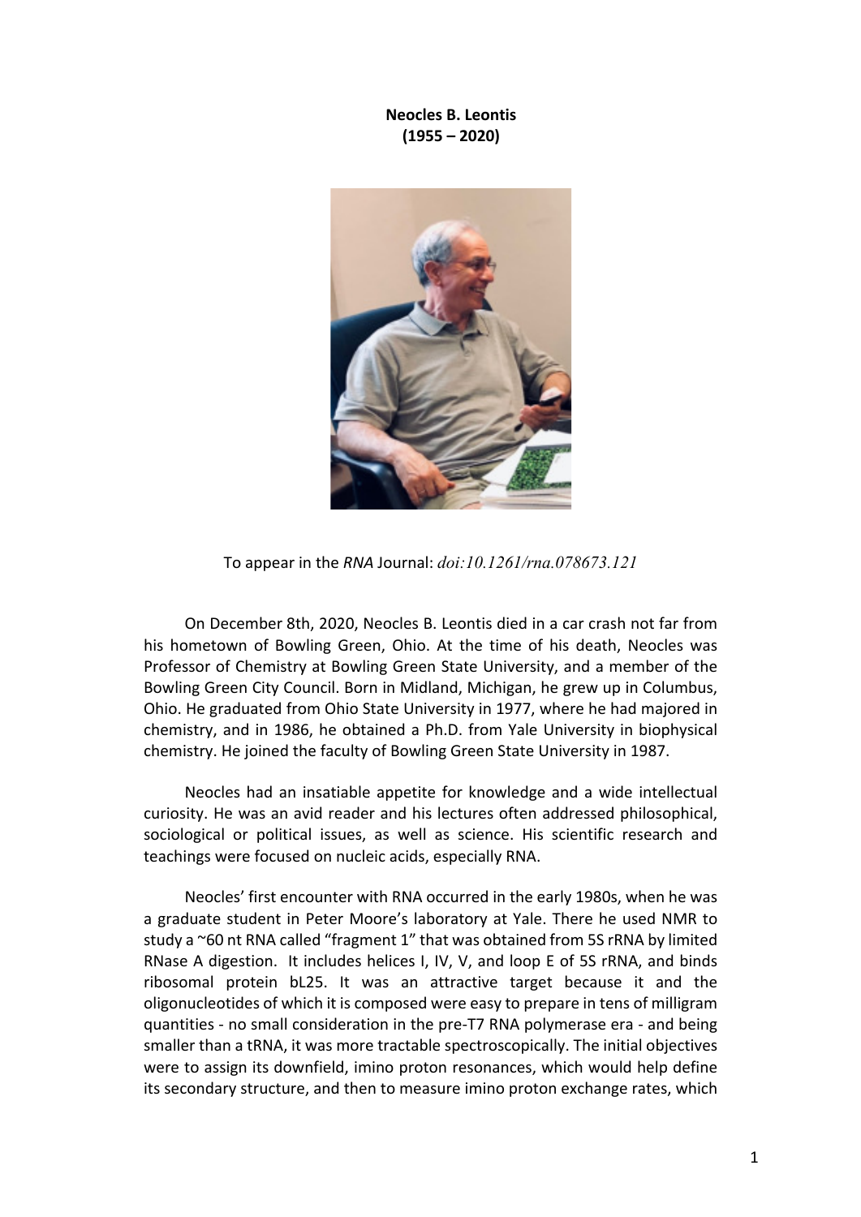**Neocles B. Leontis**
**(1955 – 2020)**

To appear in the *RNA* Journal: *doi:10.1261/rna.078673.121*

On December 8th, 2020, Neocles B. Leontis died in a car crash not far from his hometown of Bowling Green, Ohio. At the time of his death, Neocles was Professor of Chemistry at Bowling Green State University, and a member of the Bowling Green City Council. Born in Midland, Michigan, he grew up in Columbus, Ohio. He graduated from Ohio State University in 1977, where he had majored in chemistry, and in 1986, he obtained a Ph.D. from Yale University in biophysical chemistry. He joined the faculty of Bowling Green State University in 1987.

Neocles had an insatiable appetite for knowledge and a wide intellectual curiosity. He was an avid reader and his lectures often addressed philosophical, sociological or political issues, as well as science. His scientific research and teachings were focused on nucleic acids, especially RNA.

Neocles' first encounter with RNA occurred in the early 1980s, when he was a graduate student in Peter Moore's laboratory at Yale. There he used NMR to study a ~60 nt RNA called "fragment 1" that was obtained from 5S rRNA by limited RNase A digestion. It includes helices I, IV, V, and loop E of 5S rRNA, and binds ribosomal protein bL25. It was an attractive target because it and the oligonucleotides of which it is composed were easy to prepare in tens of milligram quantities - no small consideration in the pre-T7 RNA polymerase era - and being smaller than a tRNA, it was more tractable spectroscopically. The initial objectives were to assign its downfield, imino proton resonances, which would help define its secondary structure, and then to measure imino proton exchange rates, which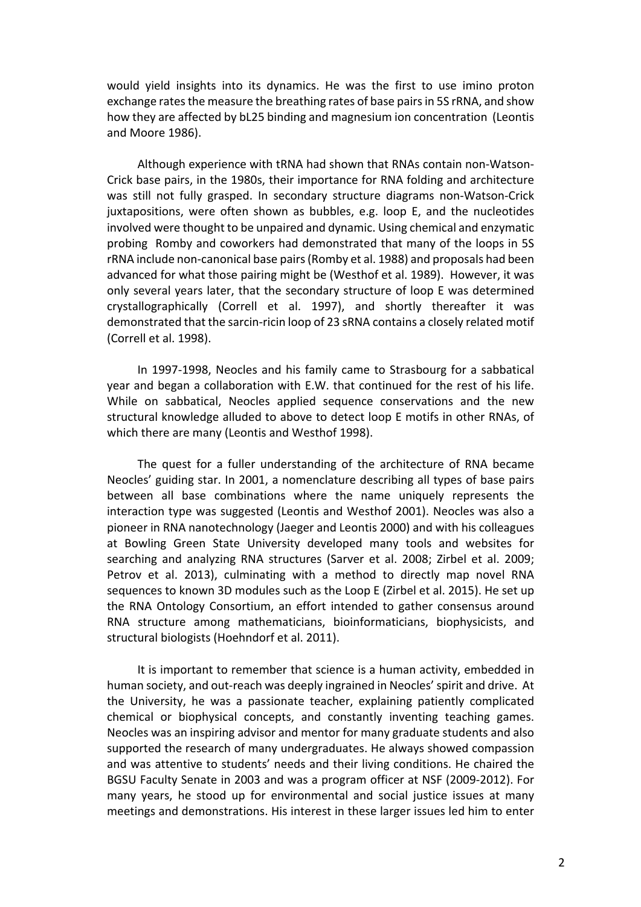would yield insights into its dynamics. He was the first to use imino proton exchange rates the measure the breathing rates of base pairs in 5S rRNA, and show how they are affected by bL25 binding and magnesium ion concentration (Leontis and Moore 1986).

Although experience with tRNA had shown that RNAs contain non-Watson-Crick base pairs, in the 1980s, their importance for RNA folding and architecture was still not fully grasped. In secondary structure diagrams non-Watson-Crick juxtapositions, were often shown as bubbles, e.g. loop E, and the nucleotides involved were thought to be unpaired and dynamic. Using chemical and enzymatic probing Romby and coworkers had demonstrated that many of the loops in 5S rRNA include non-canonical base pairs (Romby et al. 1988) and proposals had been advanced for what those pairing might be (Westhof et al. 1989). However, it was only several years later, that the secondary structure of loop E was determined crystallographically (Correll et al. 1997), and shortly thereafter it was demonstrated that the sarcin-ricin loop of 23 sRNA contains a closely related motif (Correll et al. 1998).

In 1997-1998, Neocles and his family came to Strasbourg for a sabbatical year and began a collaboration with E.W. that continued for the rest of his life. While on sabbatical, Neocles applied sequence conservations and the new structural knowledge alluded to above to detect loop E motifs in other RNAs, of which there are many (Leontis and Westhof 1998).

The quest for a fuller understanding of the architecture of RNA became Neocles' guiding star. In 2001, a nomenclature describing all types of base pairs between all base combinations where the name uniquely represents the interaction type was suggested (Leontis and Westhof 2001). Neocles was also a pioneer in RNA nanotechnology (Jaeger and Leontis 2000) and with his colleagues at Bowling Green State University developed many tools and websites for searching and analyzing RNA structures (Sarver et al. 2008; Zirbel et al. 2009; Petrov et al. 2013), culminating with a method to directly map novel RNA sequences to known 3D modules such as the Loop E (Zirbel et al. 2015). He set up the RNA Ontology Consortium, an effort intended to gather consensus around RNA structure among mathematicians, bioinformaticians, biophysicists, and structural biologists (Hoehndorf et al. 2011).

It is important to remember that science is a human activity, embedded in human society, and out-reach was deeply ingrained in Neocles' spirit and drive. At the University, he was a passionate teacher, explaining patiently complicated chemical or biophysical concepts, and constantly inventing teaching games. Neocles was an inspiring advisor and mentor for many graduate students and also supported the research of many undergraduates. He always showed compassion and was attentive to students' needs and their living conditions. He chaired the BGSU Faculty Senate in 2003 and was a program officer at NSF (2009-2012). For many years, he stood up for environmental and social justice issues at many meetings and demonstrations. His interest in these larger issues led him to enter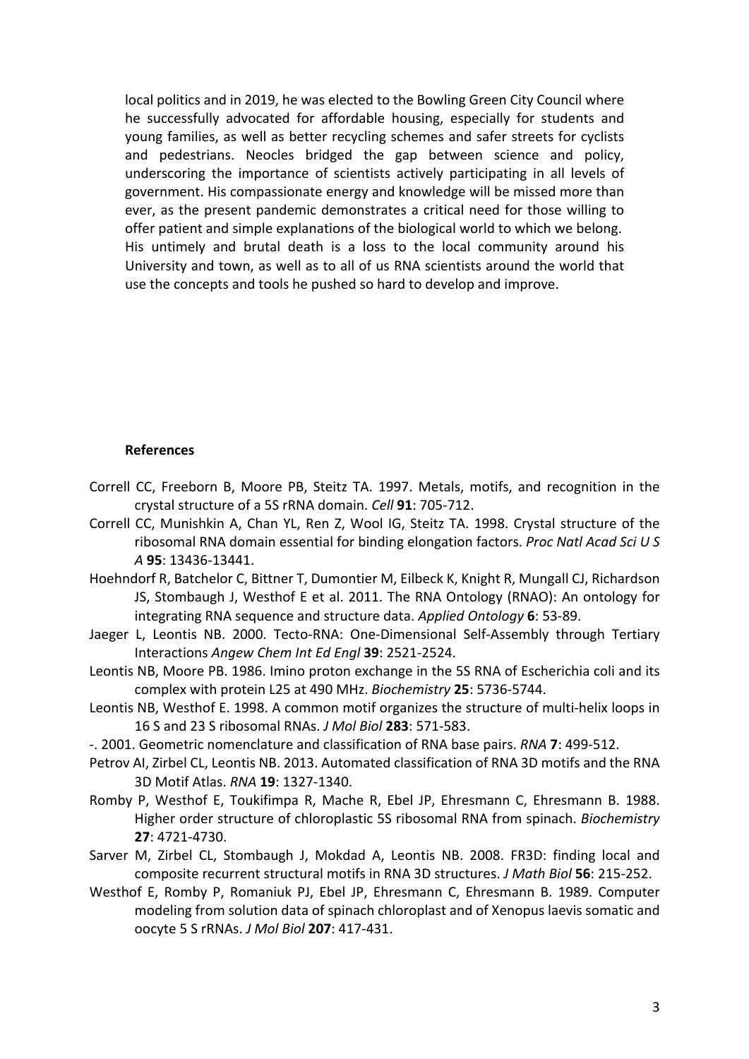local politics and in 2019, he was elected to the Bowling Green City Council where he successfully advocated for affordable housing, especially for students and young families, as well as better recycling schemes and safer streets for cyclists and pedestrians. Neocles bridged the gap between science and policy, underscoring the importance of scientists actively participating in all levels of government. His compassionate energy and knowledge will be missed more than ever, as the present pandemic demonstrates a critical need for those willing to offer patient and simple explanations of the biological world to which we belong. His untimely and brutal death is a loss to the local community around his University and town, as well as to all of us RNA scientists around the world that use the concepts and tools he pushed so hard to develop and improve.

**References**

Correll CC, Freeborn B, Moore PB, Steitz TA. 1997. Metals, motifs, and recognition in the crystal structure of a 5S rRNA domain. *Cell* **91**: 705-712.

Correll CC, Munishkin A, Chan YL, Ren Z, Wool IG, Steitz TA. 1998. Crystal structure of the ribosomal RNA domain essential for binding elongation factors. *Proc Natl Acad Sci U S A* **95**: 13436-13441.

Hoehndorf R, Batchelor C, Bittner T, Dumontier M, Eilbeck K, Knight R, Mungall CJ, Richardson JS, Stombaugh J, Westhof E et al. 2011. The RNA Ontology (RNAO): An ontology for integrating RNA sequence and structure data. *Applied Ontology* **6**: 53-89.

Jaeger L, Leontis NB. 2000. Tecto-RNA: One-Dimensional Self-Assembly through Tertiary Interactions *Angew Chem Int Ed Engl* **39**: 2521-2524.

Leontis NB, Moore PB. 1986. Imino proton exchange in the 5S RNA of Escherichia coli and its complex with protein L25 at 490 MHz. *Biochemistry* **25**: 5736-5744.

Leontis NB, Westhof E. 1998. A common motif organizes the structure of multi-helix loops in 16 S and 23 S ribosomal RNAs. *J Mol Biol* **283**: 571-583.

-. 2001. Geometric nomenclature and classification of RNA base pairs. *RNA* **7**: 499-512.

Petrov AI, Zirbel CL, Leontis NB. 2013. Automated classification of RNA 3D motifs and the RNA 3D Motif Atlas. *RNA* **19**: 1327-1340.

Romby P, Westhof E, Toukifimpa R, Mache R, Ebel JP, Ehresmann C, Ehresmann B. 1988. Higher order structure of chloroplastic 5S ribosomal RNA from spinach. *Biochemistry* **27**: 4721-4730.

Sarver M, Zirbel CL, Stombaugh J, Mokdad A, Leontis NB. 2008. FR3D: finding local and composite recurrent structural motifs in RNA 3D structures. *J Math Biol* **56**: 215-252.

Westhof E, Romby P, Romaniuk PJ, Ebel JP, Ehresmann C, Ehresmann B. 1989. Computer modeling from solution data of spinach chloroplast and of Xenopus laevis somatic and oocyte 5 S rRNAs. *J Mol Biol* **207**: 417-431.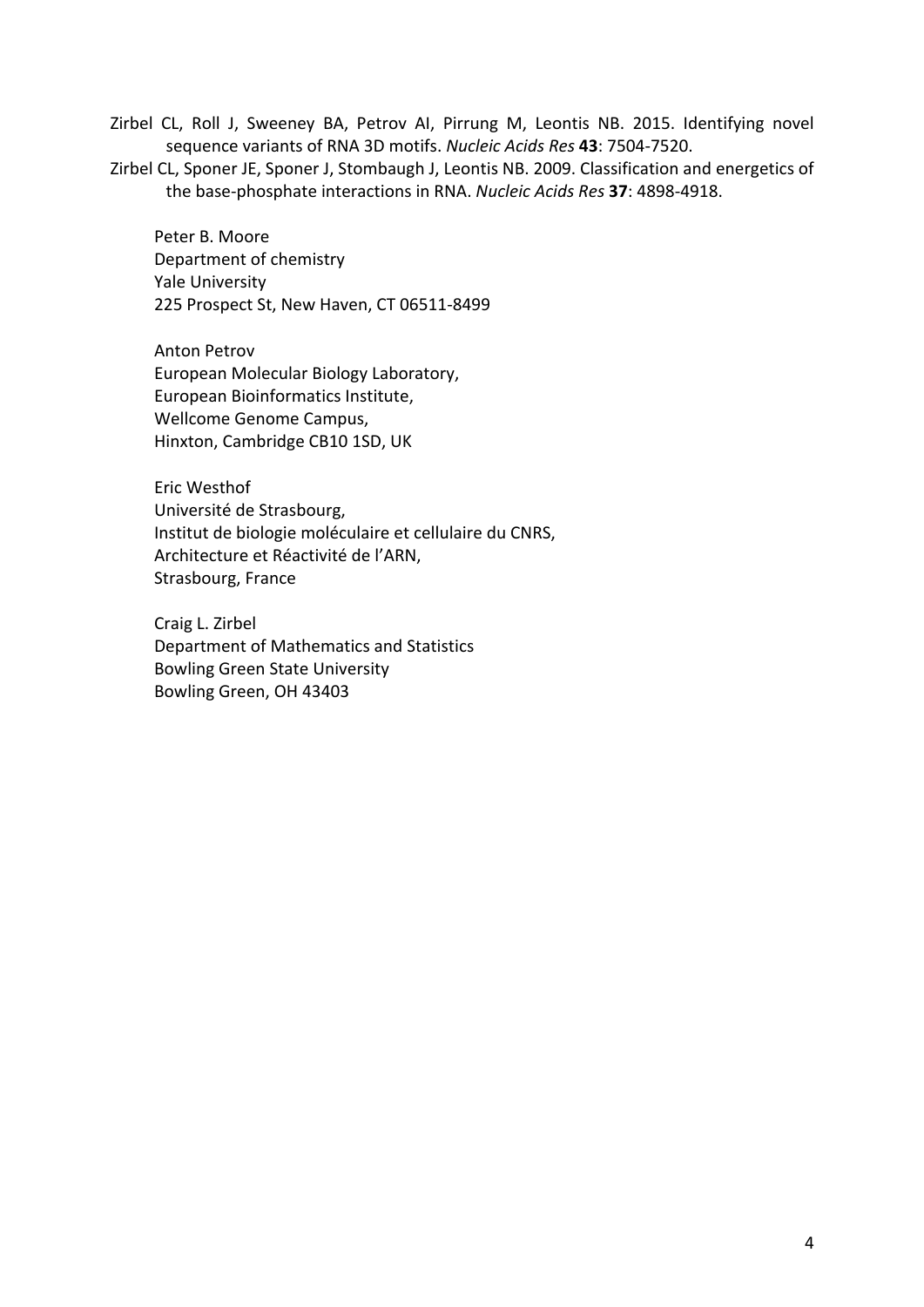Zirbel CL, Roll J, Sweeney BA, Petrov AI, Pirrung M, Leontis NB. 2015. Identifying novel sequence variants of RNA 3D motifs. *Nucleic Acids Res* **43**: 7504-7520.

Zirbel CL, Sponer JE, Sponer J, Stombaugh J, Leontis NB. 2009. Classification and energetics of the base-phosphate interactions in RNA. *Nucleic Acids Res* **37**: 4898-4918.

Peter B. Moore
Department of chemistry
Yale University
225 Prospect St, New Haven, CT 06511-8499

Anton Petrov
European Molecular Biology Laboratory,
European Bioinformatics Institute,
Wellcome Genome Campus,
Hinxton, Cambridge CB10 1SD, UK

Eric Westhof
Université de Strasbourg,
Institut de biologie moléculaire et cellulaire du CNRS,
Architecture et Réactivité de l'ARN,
Strasbourg, France

Craig L. Zirbel
Department of Mathematics and Statistics
Bowling Green State University
Bowling Green, OH 43403